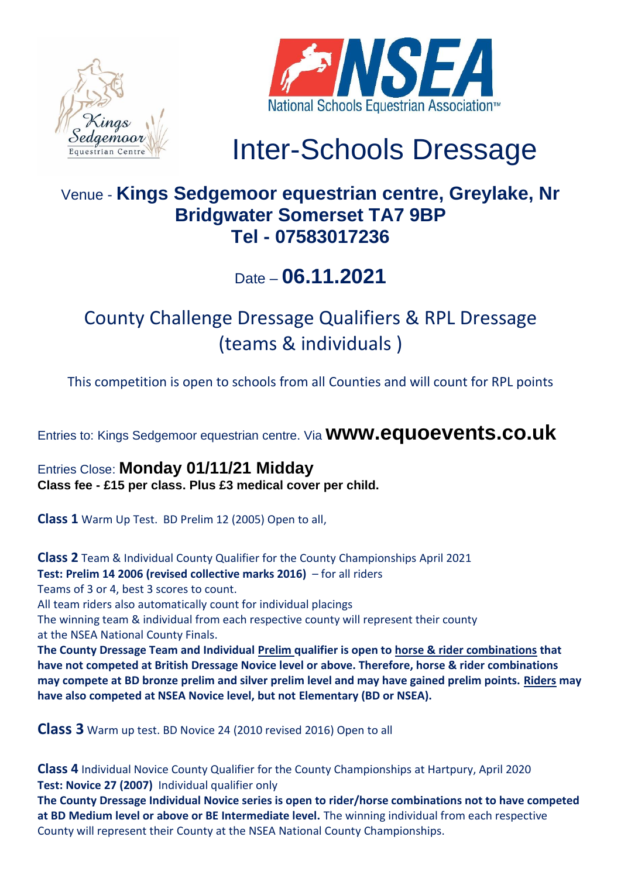Kings Sedgemoor Equestrian Centre

NSEA National Schools Equestrian Association™

# Inter-Schools Dressage

## Venue - Kings Sedgemoor equestrian centre, Greylake, Nr Bridgwater Somerset TA7 9BP
## Tel - 07583017236

## Date – 06.11.2021

## County Challenge Dressage Qualifiers & RPL Dressage (teams & individuals )

This competition is open to schools from all Counties and will count for RPL points

Entries to: Kings Sedgemoor equestrian centre. Via **www.equoevents.co.uk**

Entries Close: **Monday 01/11/21 Midday**
**Class fee - £15 per class. Plus £3 medical cover per child.**

**Class 1** Warm Up Test. BD Prelim 12 (2005) Open to all,

**Class 2** Team & Individual County Qualifier for the County Championships April 2021
**Test: Prelim 14 2006 (revised collective marks 2016)** – for all riders
Teams of 3 or 4, best 3 scores to count.
All team riders also automatically count for individual placings
The winning team & individual from each respective county will represent their county at the NSEA National County Finals.
**The County Dressage Team and Individual Prelim qualifier is open to horse & rider combinations that have not competed at British Dressage Novice level or above. Therefore, horse & rider combinations may compete at BD bronze prelim and silver prelim level and may have gained prelim points. Riders may have also competed at NSEA Novice level, but not Elementary (BD or NSEA).**

**Class 3** Warm up test. BD Novice 24 (2010 revised 2016) Open to all

**Class 4** Individual Novice County Qualifier for the County Championships at Hartpury, April 2020
**Test: Novice 27 (2007)** Individual qualifier only
**The County Dressage Individual Novice series is open to rider/horse combinations not to have competed at BD Medium level or above or BE Intermediate level.** The winning individual from each respective County will represent their County at the NSEA National County Championships.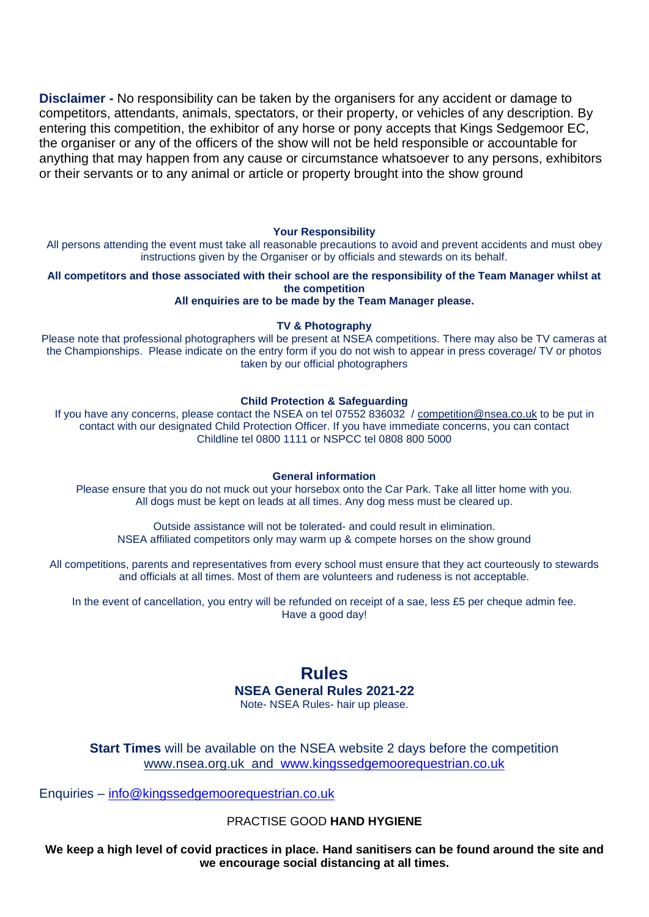**Disclaimer -** No responsibility can be taken by the organisers for any accident or damage to competitors, attendants, animals, spectators, or their property, or vehicles of any description. By entering this competition, the exhibitor of any horse or pony accepts that Kings Sedgemoor EC, the organiser or any of the officers of the show will not be held responsible or accountable for anything that may happen from any cause or circumstance whatsoever to any persons, exhibitors or their servants or to any animal or article or property brought into the show ground

**Your Responsibility**

All persons attending the event must take all reasonable precautions to avoid and prevent accidents and must obey instructions given by the Organiser or by officials and stewards on its behalf.

**All competitors and those associated with their school are the responsibility of the Team Manager whilst at the competition**

**All enquiries are to be made by the Team Manager please.**

**TV & Photography**

Please note that professional photographers will be present at NSEA competitions. There may also be TV cameras at the Championships. Please indicate on the entry form if you do not wish to appear in press coverage/ TV or photos taken by our official photographers

**Child Protection & Safeguarding**

If you have any concerns, please contact the NSEA on tel 07552 836032 / competition@nsea.co.uk to be put in contact with our designated Child Protection Officer. If you have immediate concerns, you can contact Childline tel 0800 1111 or NSPCC tel 0808 800 5000

**General information**

Please ensure that you do not muck out your horsebox onto the Car Park. Take all litter home with you. All dogs must be kept on leads at all times. Any dog mess must be cleared up.

Outside assistance will not be tolerated- and could result in elimination.
NSEA affiliated competitors only may warm up & compete horses on the show ground

All competitions, parents and representatives from every school must ensure that they act courteously to stewards and officials at all times. Most of them are volunteers and rudeness is not acceptable.

In the event of cancellation, you entry will be refunded on receipt of a sae, less £5 per cheque admin fee.
Have a good day!

## Rules

### NSEA General Rules 2021-22

Note- NSEA Rules- hair up please.

**Start Times** will be available on the NSEA website 2 days before the competition www.nsea.org.uk and www.kingssedgemoorequestrian.co.uk

Enquiries – info@kingssedgemoorequestrian.co.uk

PRACTISE GOOD **HAND HYGIENE**

**We keep a high level of covid practices in place. Hand sanitisers can be found around the site and we encourage social distancing at all times.**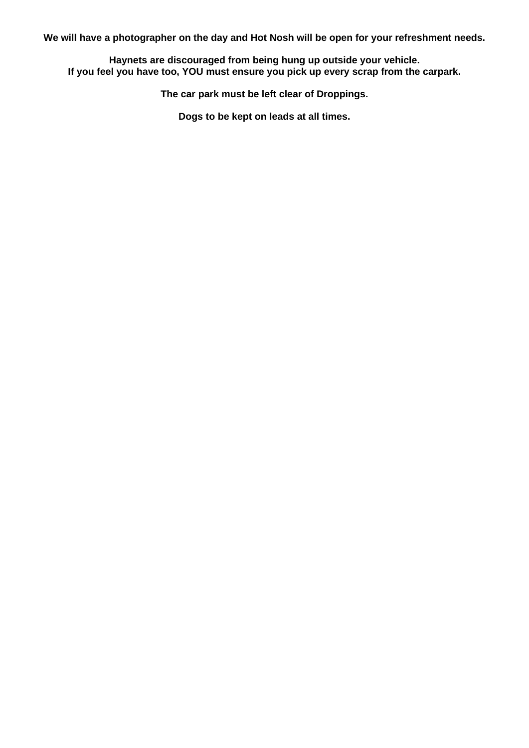**We will have a photographer on the day and Hot Nosh will be open for your refreshment needs.**

**Haynets are discouraged from being hung up outside your vehicle.**
**If you feel you have too, YOU must ensure you pick up every scrap from the carpark.**

**The car park must be left clear of Droppings.**

**Dogs to be kept on leads at all times.**